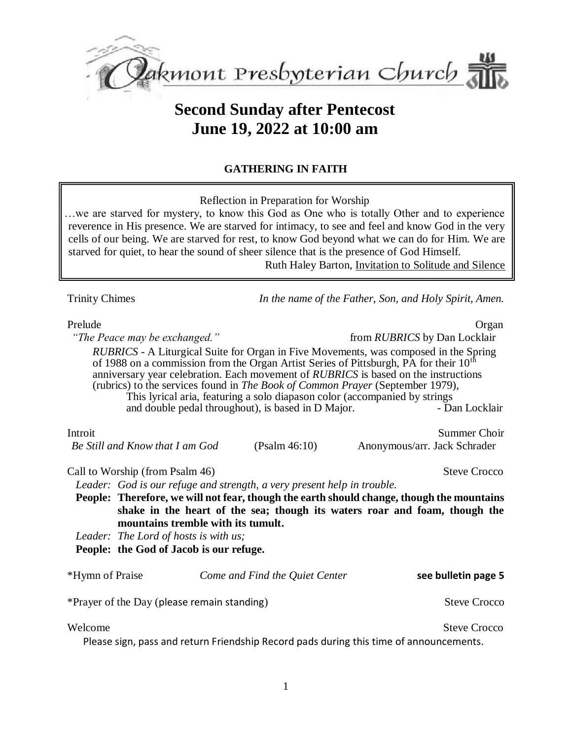# Oakmont Presbyterian Church

# Second Sunday after Pentecost
# June 19, 2022 at 10:00 am

## GATHERING IN FAITH

Reflection in Preparation for Worship

…we are starved for mystery, to know this God as One who is totally Other and to experience reverence in His presence. We are starved for intimacy, to see and feel and know God in the very cells of our being. We are starved for rest, to know God beyond what we can do for Him. We are starved for quiet, to hear the sound of sheer silence that is the presence of God Himself.

Ruth Haley Barton, Invitation to Solitude and Silence

Trinity Chimes *In the name of the Father, Son, and Holy Spirit, Amen.*

Prelude — Organ
*"The Peace may be exchanged."* from *RUBRICS* by Dan Locklair

*RUBRICS* - A Liturgical Suite for Organ in Five Movements, was composed in the Spring of 1988 on a commission from the Organ Artist Series of Pittsburgh, PA for their 10th anniversary year celebration. Each movement of *RUBRICS* is based on the instructions (rubrics) to the services found in *The Book of Common Prayer* (September 1979), This lyrical aria, featuring a solo diapason color (accompanied by strings and double pedal throughout), is based in D Major. - Dan Locklair

Introit — Summer Choir
*Be Still and Know that I am God* (Psalm 46:10) Anonymous/arr. Jack Schrader

Call to Worship (from Psalm 46) — Steve Crocco

*Leader: God is our refuge and strength, a very present help in trouble.*
**People: Therefore, we will not fear, though the earth should change, though the mountains shake in the heart of the sea; though its waters roar and foam, though the mountains tremble with its tumult.**
*Leader: The Lord of hosts is with us;*
**People: the God of Jacob is our refuge.**

\*Hymn of Praise *Come and Find the Quiet Center* **see bulletin page 5**

\*Prayer of the Day (please remain standing) — Steve Crocco

Welcome — Steve Crocco

Please sign, pass and return Friendship Record pads during this time of announcements.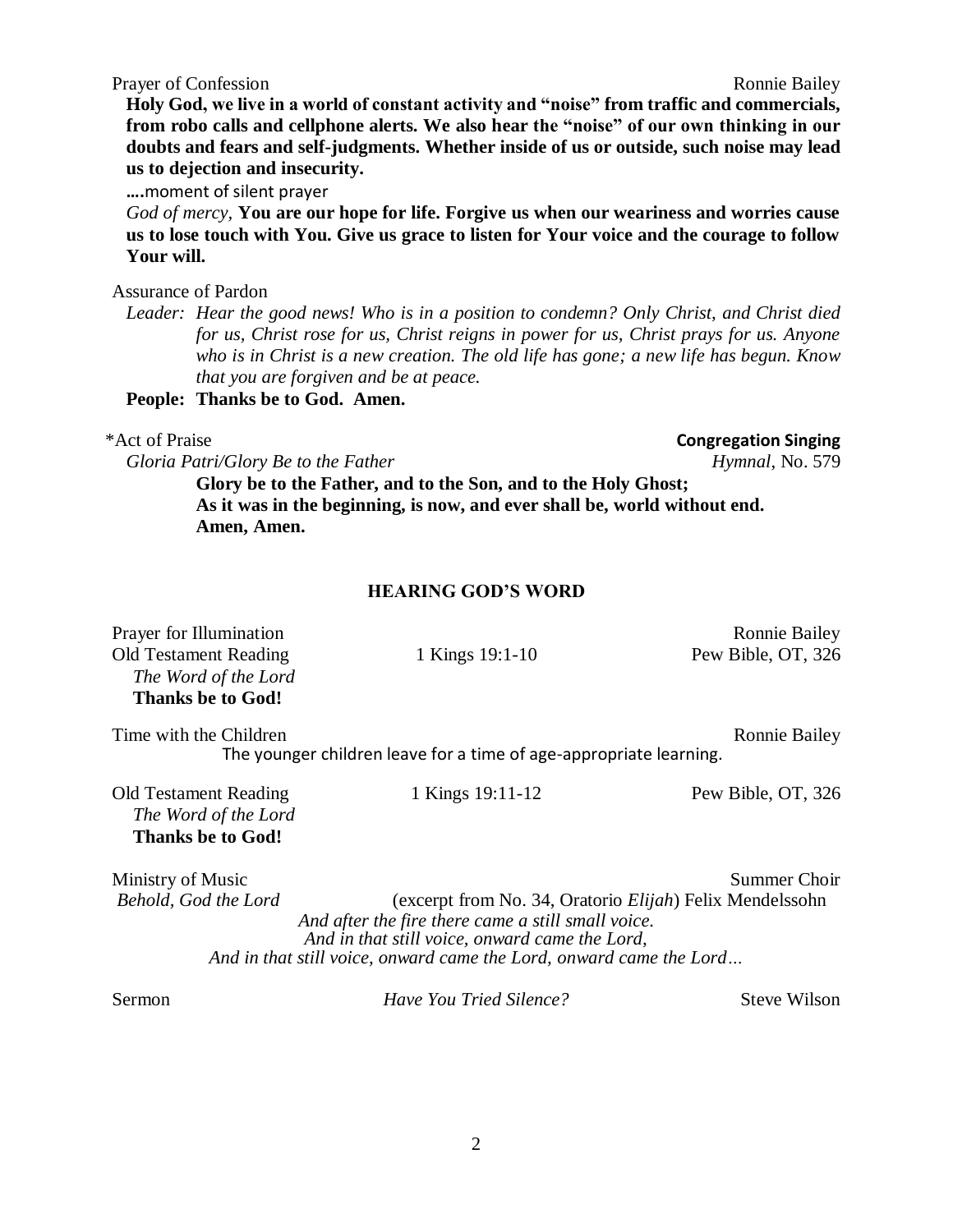Prayer of Confession Ronnie Bailey

**Holy God, we live in a world of constant activity and "noise" from traffic and commercials, from robo calls and cellphone alerts. We also hear the "noise" of our own thinking in our doubts and fears and self-judgments. Whether inside of us or outside, such noise may lead us to dejection and insecurity.**

**….**moment of silent prayer

*God of mercy,* **You are our hope for life. Forgive us when our weariness and worries cause us to lose touch with You. Give us grace to listen for Your voice and the courage to follow Your will.**

Assurance of Pardon

*Leader:* *Hear the good news! Who is in a position to condemn? Only Christ, and Christ died for us, Christ rose for us, Christ reigns in power for us, Christ prays for us. Anyone who is in Christ is a new creation. The old life has gone; a new life has begun. Know that you are forgiven and be at peace.*

**People: Thanks be to God. Amen.**

*Act of Praise **Congregation Singing**

*Gloria Patri/Glory Be to the Father* *Hymnal*, No. 579

**Glory be to the Father, and to the Son, and to the Holy Ghost;**
**As it was in the beginning, is now, and ever shall be, world without end.**
**Amen, Amen.**

## HEARING GOD'S WORD

Prayer for Illumination Ronnie Bailey

Old Testament Reading 1 Kings 19:1-10 Pew Bible, OT, 326

*The Word of the Lord*
**Thanks be to God!**

Time with the Children Ronnie Bailey

The younger children leave for a time of age-appropriate learning.

Old Testament Reading 1 Kings 19:11-12 Pew Bible, OT, 326

*The Word of the Lord*
**Thanks be to God!**

Ministry of Music Summer Choir

*Behold, God the Lord* (excerpt from No. 34, Oratorio *Elijah*) Felix Mendelssohn

*And after the fire there came a still small voice.*
*And in that still voice, onward came the Lord,*
*And in that still voice, onward came the Lord, onward came the Lord…*

Sermon *Have You Tried Silence?* Steve Wilson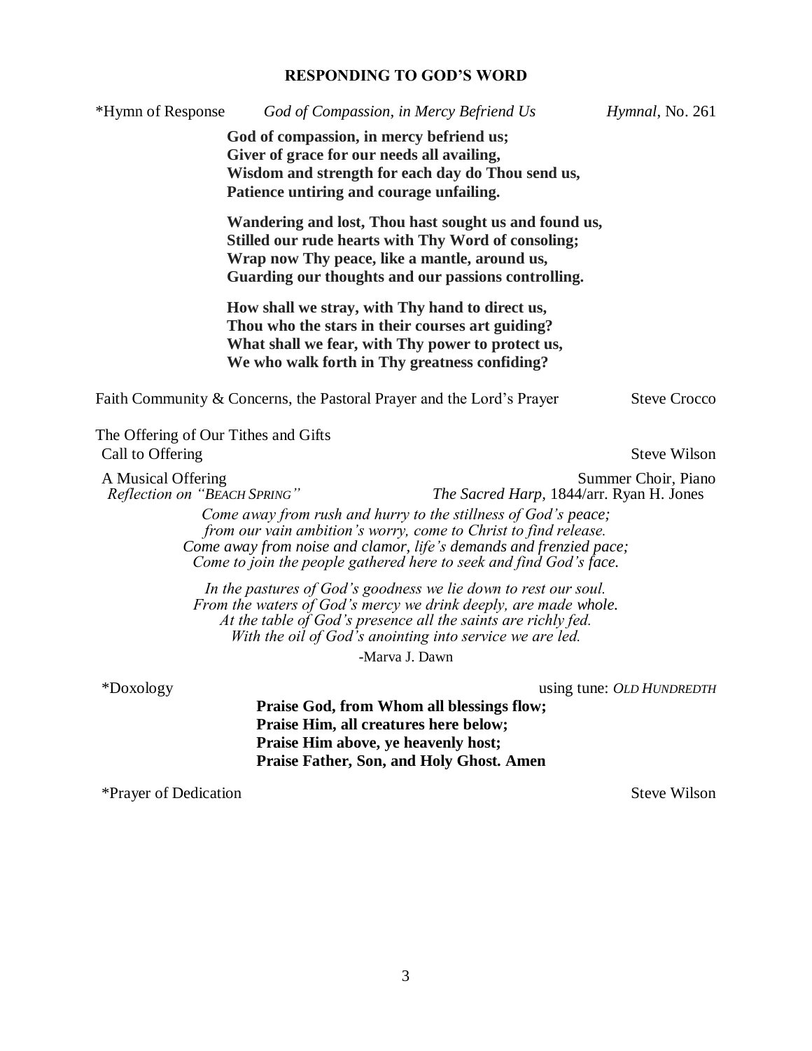## RESPONDING TO GOD'S WORD

*Hymn of Response *God of Compassion, in Mercy Befriend Us* *Hymnal*, No. 261

**God of compassion, in mercy befriend us;**
**Giver of grace for our needs all availing,**
**Wisdom and strength for each day do Thou send us,**
**Patience untiring and courage unfailing.**

**Wandering and lost, Thou hast sought us and found us,**
**Stilled our rude hearts with Thy Word of consoling;**
**Wrap now Thy peace, like a mantle, around us,**
**Guarding our thoughts and our passions controlling.**

**How shall we stray, with Thy hand to direct us,**
**Thou who the stars in their courses art guiding?**
**What shall we fear, with Thy power to protect us,**
**We who walk forth in Thy greatness confiding?**

Faith Community & Concerns, the Pastoral Prayer and the Lord's Prayer Steve Crocco

The Offering of Our Tithes and Gifts

Call to Offering Steve Wilson

A Musical Offering Summer Choir, Piano
*Reflection on "BEACH SPRING"* *The Sacred Harp*, 1844/arr. Ryan H. Jones

*Come away from rush and hurry to the stillness of God's peace;*
*from our vain ambition's worry, come to Christ to find release.*
*Come away from noise and clamor, life's demands and frenzied pace;*
*Come to join the people gathered here to seek and find God's face.*

*In the pastures of God's goodness we lie down to rest our soul.*
*From the waters of God's mercy we drink deeply, are made whole.*
*At the table of God's presence all the saints are richly fed.*
*With the oil of God's anointing into service we are led.*

-Marva J. Dawn

*Doxology using tune: *OLD HUNDREDTH*

**Praise God, from Whom all blessings flow;**
**Praise Him, all creatures here below;**
**Praise Him above, ye heavenly host;**
**Praise Father, Son, and Holy Ghost. Amen**

*Prayer of Dedication Steve Wilson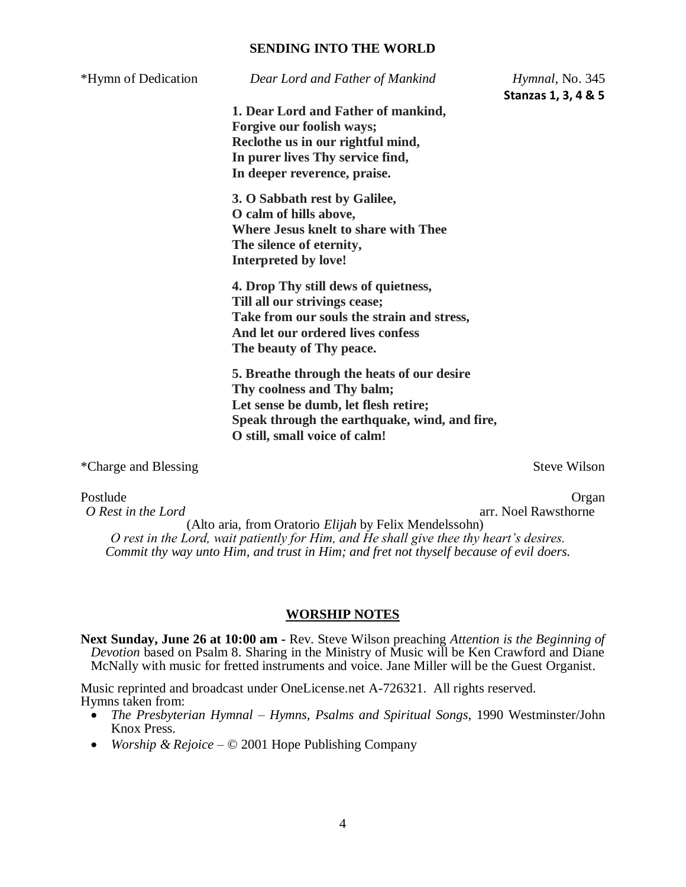## SENDING INTO THE WORLD

*Hymn of Dedication — *Dear Lord and Father of Mankind* — *Hymnal*, No. 345
**Stanzas 1, 3, 4 & 5**

**1. Dear Lord and Father of mankind,**
**Forgive our foolish ways;**
**Reclothe us in our rightful mind,**
**In purer lives Thy service find,**
**In deeper reverence, praise.**

**3. O Sabbath rest by Galilee,**
**O calm of hills above,**
**Where Jesus knelt to share with Thee**
**The silence of eternity,**
**Interpreted by love!**

**4. Drop Thy still dews of quietness,**
**Till all our strivings cease;**
**Take from our souls the strain and stress,**
**And let our ordered lives confess**
**The beauty of Thy peace.**

**5. Breathe through the heats of our desire**
**Thy coolness and Thy balm;**
**Let sense be dumb, let flesh retire;**
**Speak through the earthquake, wind, and fire,**
**O still, small voice of calm!**

*Charge and Blessing — Steve Wilson

Postlude — Organ
*O Rest in the Lord* — arr. Noel Rawsthorne
(Alto aria, from Oratorio *Elijah* by Felix Mendelssohn)
*O rest in the Lord, wait patiently for Him, and He shall give thee thy heart's desires.*
*Commit thy way unto Him, and trust in Him; and fret not thyself because of evil doers.*

## WORSHIP NOTES

**Next Sunday, June 26 at 10:00 am -** Rev. Steve Wilson preaching *Attention is the Beginning of Devotion* based on Psalm 8. Sharing in the Ministry of Music will be Ken Crawford and Diane McNally with music for fretted instruments and voice. Jane Miller will be the Guest Organist.

Music reprinted and broadcast under OneLicense.net A-726321. All rights reserved.
Hymns taken from:

- *The Presbyterian Hymnal – Hymns, Psalms and Spiritual Songs*, 1990 Westminster/John Knox Press.
- *Worship & Rejoice* – © 2001 Hope Publishing Company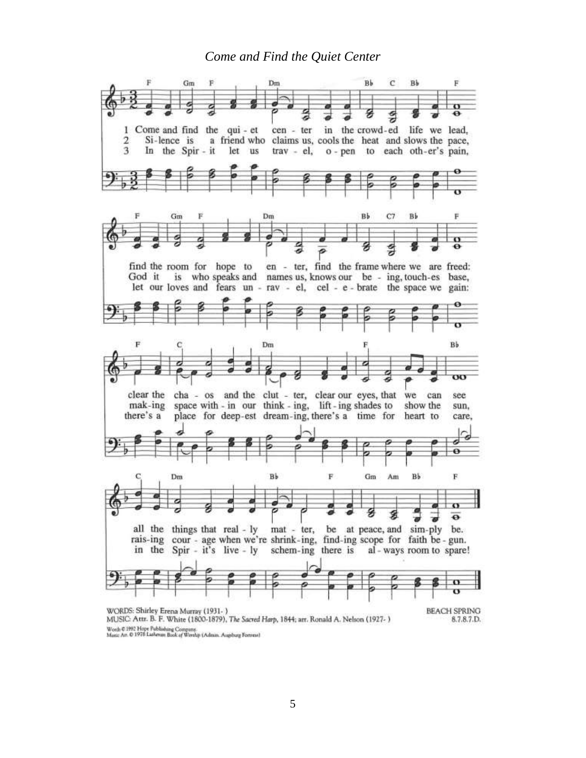*Come and Find the Quiet Center*

1 Come and find the quiet center in the crowded life we lead, find the room for hope to enter, find the frame where we are freed: clear the chaos and the clutter, clear our eyes, that we can see all the things that really matter, be at peace, and simply be.

2 Silence is a friend who claims us, cools the heat and slows the pace, God it is who speaks and names us, knows our being, touches base, making space within our thinking, lifting shades to show the sun, raising courage when we're shrinking, finding scope for faith begun.

3 In the Spirit let us travel, open to each other's pain, let our loves and fears unravel, celebrate the space we gain: there's a place for deepest dreaming, there's a time for heart to care, in the Spirit's lively scheming there is always room to spare!

WORDS: Shirley Erena Murray (1931- )
MUSIC: Attr. B. F. White (1800-1879), *The Sacred Harp*, 1844; arr. Ronald A. Nelson (1927- )

BEACH SPRING
8.7.8.7.D.

Words © 1992 Hope Publishing Company.
Music Arr. © 1978 Lutheran Book of Worship (Admin. Augsburg Fortress)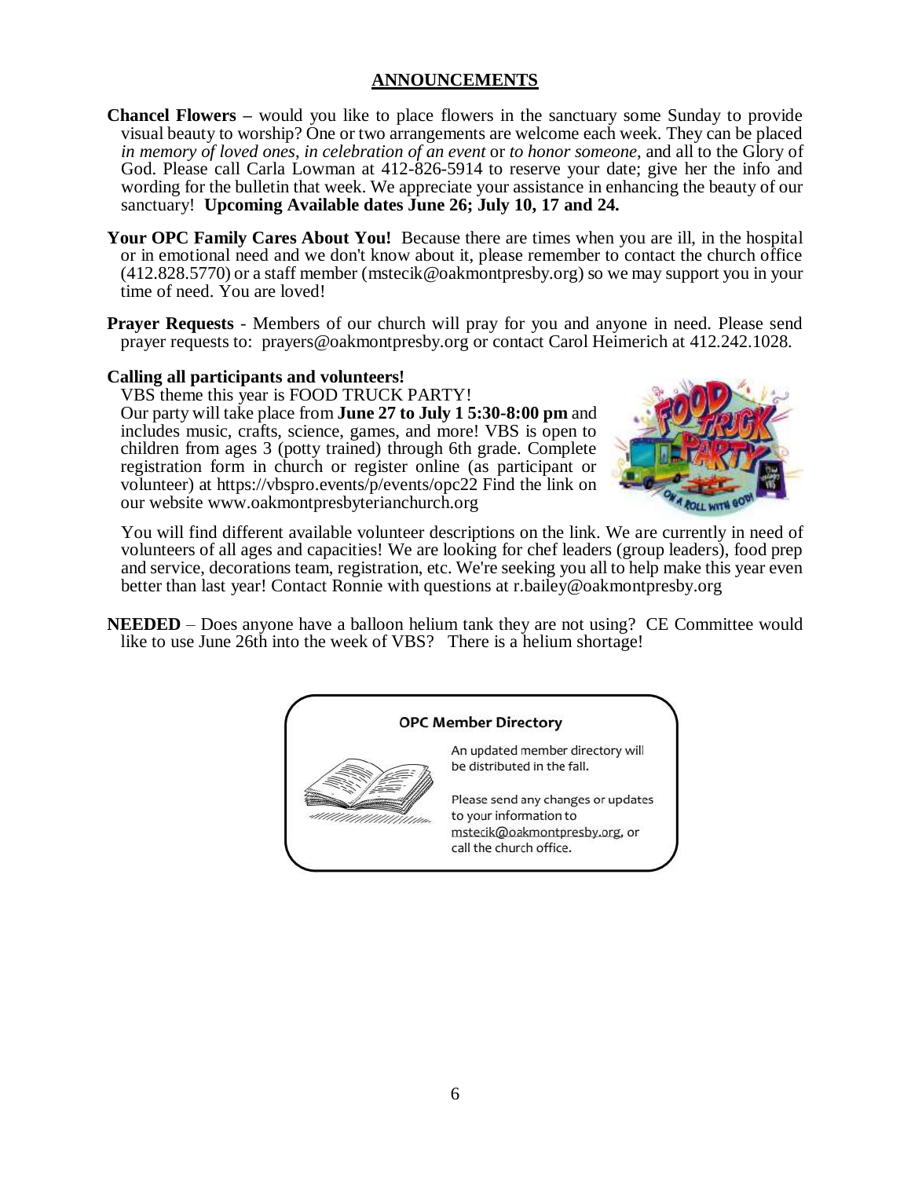## ANNOUNCEMENTS

**Chancel Flowers** – would you like to place flowers in the sanctuary some Sunday to provide visual beauty to worship? One or two arrangements are welcome each week. They can be placed *in memory of loved ones, in celebration of an event* or *to honor someone*, and all to the Glory of God. Please call Carla Lowman at 412-826-5914 to reserve your date; give her the info and wording for the bulletin that week. We appreciate your assistance in enhancing the beauty of our sanctuary! **Upcoming Available dates June 26; July 10, 17 and 24.**

**Your OPC Family Cares About You!** Because there are times when you are ill, in the hospital or in emotional need and we don't know about it, please remember to contact the church office (412.828.5770) or a staff member (mstecik@oakmontpresby.org) so we may support you in your time of need. You are loved!

**Prayer Requests** - Members of our church will pray for you and anyone in need. Please send prayer requests to: prayers@oakmontpresby.org or contact Carol Heimerich at 412.242.1028.

**Calling all participants and volunteers!**

VBS theme this year is FOOD TRUCK PARTY!

Our party will take place from **June 27 to July 1 5:30-8:00 pm** and includes music, crafts, science, games, and more! VBS is open to children from ages 3 (potty trained) through 6th grade. Complete registration form in church or register online (as participant or volunteer) at https://vbspro.events/p/events/opc22 Find the link on our website www.oakmontpresbyterianchurch.org

You will find different available volunteer descriptions on the link. We are currently in need of volunteers of all ages and capacities! We are looking for chef leaders (group leaders), food prep and service, decorations team, registration, etc. We're seeking you all to help make this year even better than last year! Contact Ronnie with questions at r.bailey@oakmontpresby.org

**NEEDED** – Does anyone have a balloon helium tank they are not using? CE Committee would like to use June 26th into the week of VBS? There is a helium shortage!

**OPC Member Directory**

An updated member directory will be distributed in the fall.

Please send any changes or updates to your information to mstecik@oakmontpresby.org, or call the church office.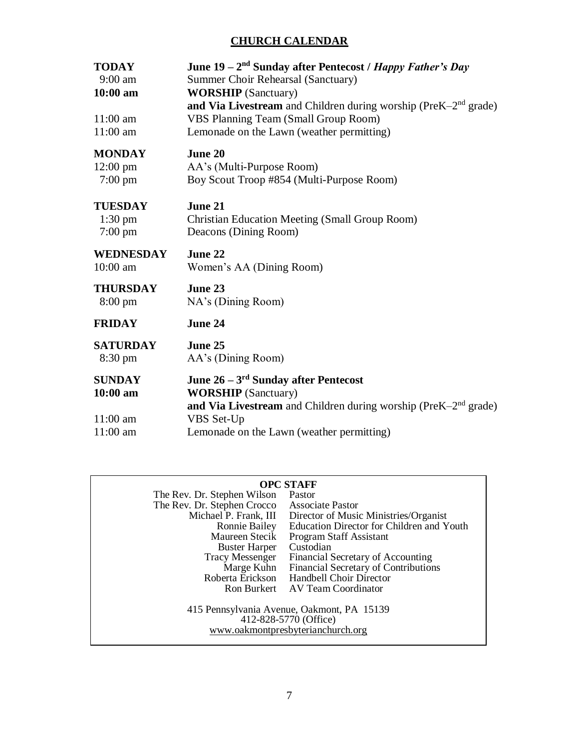## CHURCH CALENDAR

| | |
|---|---|
| **TODAY** | **June 19 – 2nd Sunday after Pentecost / *Happy Father's Day*** |
| 9:00 am | Summer Choir Rehearsal (Sanctuary) |
| **10:00 am** | **WORSHIP** (Sanctuary) |
| | **and Via Livestream** and Children during worship (PreK–2nd grade) |
| 11:00 am | VBS Planning Team (Small Group Room) |
| 11:00 am | Lemonade on the Lawn (weather permitting) |
| **MONDAY** | **June 20** |
| 12:00 pm | AA's (Multi-Purpose Room) |
| 7:00 pm | Boy Scout Troop #854 (Multi-Purpose Room) |
| **TUESDAY** | **June 21** |
| 1:30 pm | Christian Education Meeting (Small Group Room) |
| 7:00 pm | Deacons (Dining Room) |
| **WEDNESDAY** | **June 22** |
| 10:00 am | Women's AA (Dining Room) |
| **THURSDAY** | **June 23** |
| 8:00 pm | NA's (Dining Room) |
| **FRIDAY** | **June 24** |
| **SATURDAY** | **June 25** |
| 8:30 pm | AA's (Dining Room) |
| **SUNDAY** | **June 26 – 3rd Sunday after Pentecost** |
| **10:00 am** | **WORSHIP** (Sanctuary) |
| | **and Via Livestream** and Children during worship (PreK–2nd grade) |
| 11:00 am | VBS Set-Up |
| 11:00 am | Lemonade on the Lawn (weather permitting) |

**OPC STAFF**

| | |
|---|---|
| The Rev. Dr. Stephen Wilson | Pastor |
| The Rev. Dr. Stephen Crocco | Associate Pastor |
| Michael P. Frank, III | Director of Music Ministries/Organist |
| Ronnie Bailey | Education Director for Children and Youth |
| Maureen Stecik | Program Staff Assistant |
| Buster Harper | Custodian |
| Tracy Messenger | Financial Secretary of Accounting |
| Marge Kuhn | Financial Secretary of Contributions |
| Roberta Erickson | Handbell Choir Director |
| Ron Burkert | AV Team Coordinator |

415 Pennsylvania Avenue, Oakmont, PA 15139
412-828-5770 (Office)
www.oakmontpresbyterianchurch.org